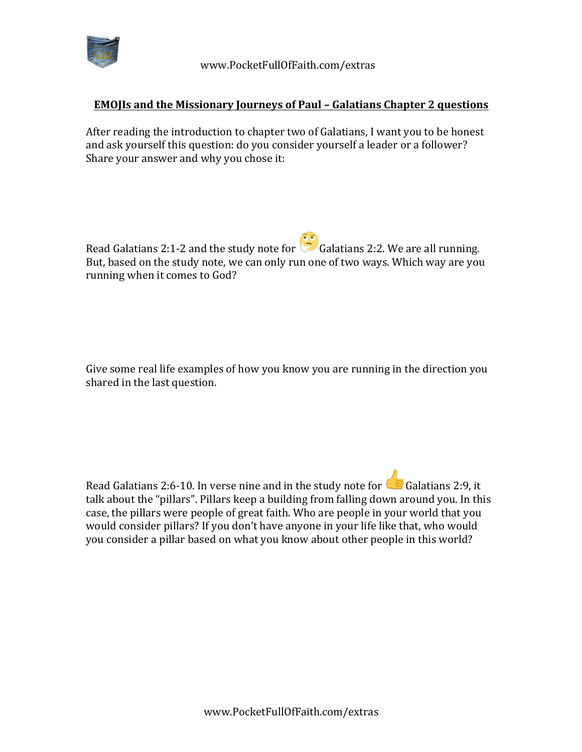## EMOJIs and the Missionary Journeys of Paul – Galatians Chapter 2 questions

After reading the introduction to chapter two of Galatians, I want you to be honest and ask yourself this question: do you consider yourself a leader or a follower? Share your answer and why you chose it:

Read Galatians 2:1-2 and the study note for 🤔 Galatians 2:2. We are all running. But, based on the study note, we can only run one of two ways. Which way are you running when it comes to God?

Give some real life examples of how you know you are running in the direction you shared in the last question.

Read Galatians 2:6-10. In verse nine and in the study note for 👍 Galatians 2:9, it talk about the "pillars". Pillars keep a building from falling down around you. In this case, the pillars were people of great faith. Who are people in your world that you would consider pillars? If you don't have anyone in your life like that, who would you consider a pillar based on what you know about other people in this world?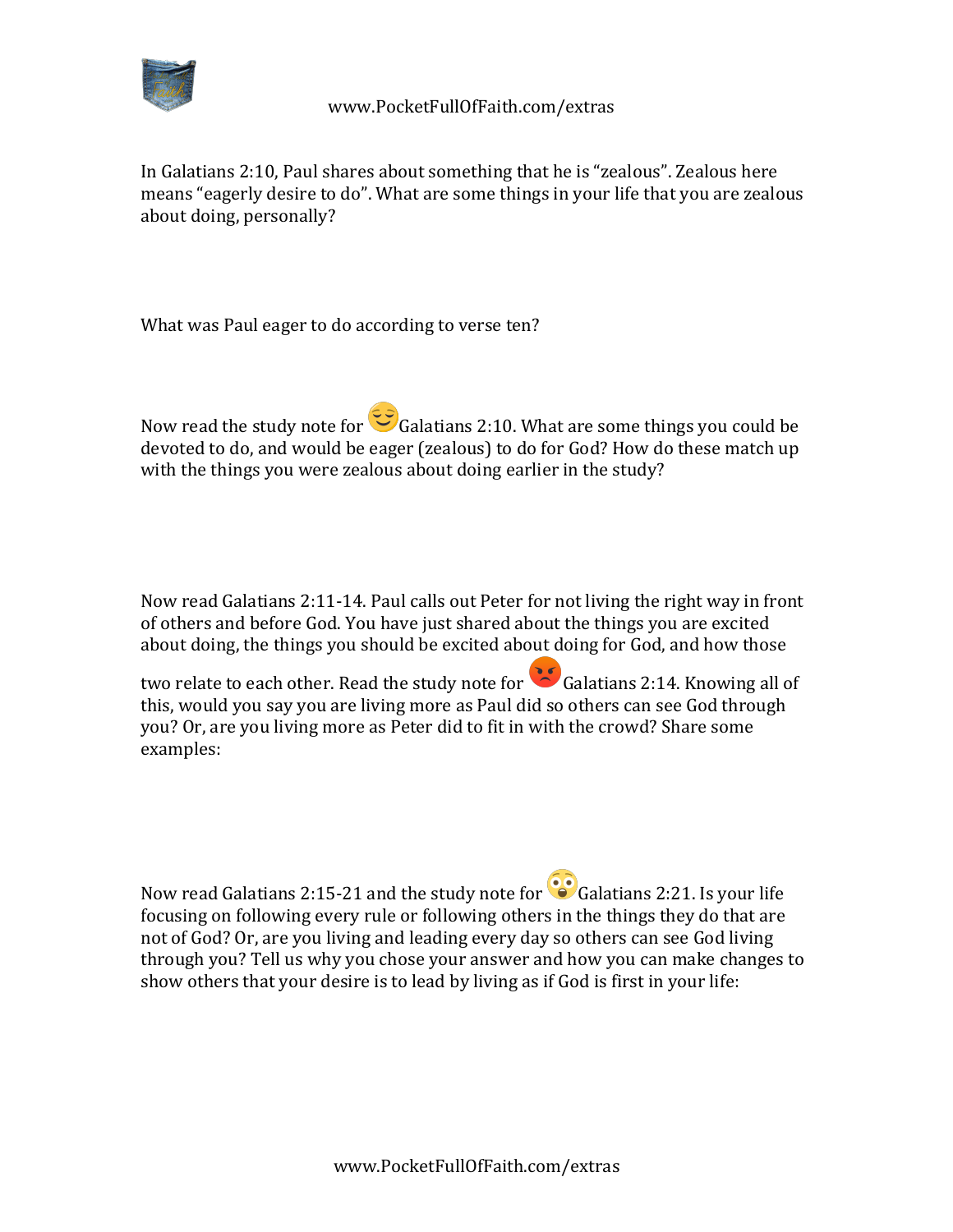In Galatians 2:10, Paul shares about something that he is "zealous". Zealous here means "eagerly desire to do". What are some things in your life that you are zealous about doing, personally?

What was Paul eager to do according to verse ten?

Now read the study note for 😌Galatians 2:10. What are some things you could be devoted to do, and would be eager (zealous) to do for God? How do these match up with the things you were zealous about doing earlier in the study?

Now read Galatians 2:11-14. Paul calls out Peter for not living the right way in front of others and before God. You have just shared about the things you are excited about doing, the things you should be excited about doing for God, and how those two relate to each other. Read the study note for 😡Galatians 2:14. Knowing all of this, would you say you are living more as Paul did so others can see God through you? Or, are you living more as Peter did to fit in with the crowd? Share some examples:

Now read Galatians 2:15-21 and the study note for 😳Galatians 2:21. Is your life focusing on following every rule or following others in the things they do that are not of God? Or, are you living and leading every day so others can see God living through you? Tell us why you chose your answer and how you can make changes to show others that your desire is to lead by living as if God is first in your life: